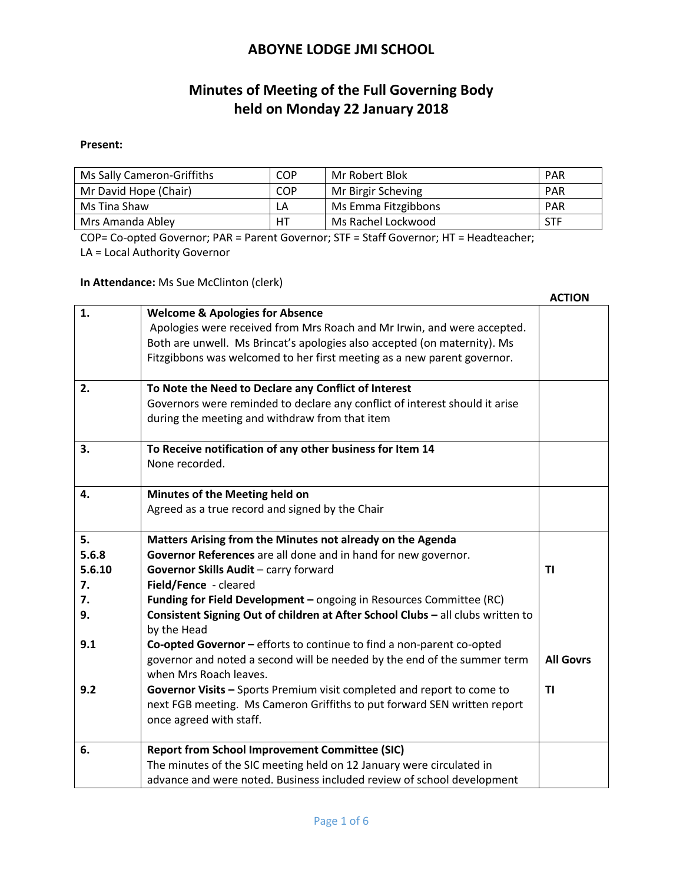# ABOYNE LODGE JMI SCHOOL

## Minutes of Meeting of the Full Governing Body held on Monday 22 January 2018

**Present:**

| | | | |
|---|---|---|---|
| Ms Sally Cameron-Griffiths | COP | Mr Robert Blok | PAR |
| Mr David Hope (Chair) | COP | Mr Birgir Scheving | PAR |
| Ms Tina Shaw | LA | Ms Emma Fitzgibbons | PAR |
| Mrs Amanda Abley | HT | Ms Rachel Lockwood | STF |

COP= Co-opted Governor; PAR = Parent Governor; STF = Staff Governor; HT = Headteacher; LA = Local Authority Governor

**In Attendance:** Ms Sue McClinton (clerk)

| | | **ACTION** |
|---|---|---|
| **1.** | **Welcome & Apologies for Absence**<br>Apologies were received from Mrs Roach and Mr Irwin, and were accepted. Both are unwell. Ms Brincat's apologies also accepted (on maternity). Ms Fitzgibbons was welcomed to her first meeting as a new parent governor. | |
| **2.** | **To Note the Need to Declare any Conflict of Interest**<br>Governors were reminded to declare any conflict of interest should it arise during the meeting and withdraw from that item | |
| **3.** | **To Receive notification of any other business for Item 14**<br>None recorded. | |
| **4.** | **Minutes of the Meeting held on**<br>Agreed as a true record and signed by the Chair | |
| **5.** | **Matters Arising from the Minutes not already on the Agenda** | |
| **5.6.8** | **Governor References** are all done and in hand for new governor. | |
| **5.6.10** | **Governor Skills Audit** – carry forward | **TI** |
| **7.** | **Field/Fence** - cleared | |
| **7.** | **Funding for Field Development –** ongoing in Resources Committee (RC) | |
| **9.** | **Consistent Signing Out of children at After School Clubs –** all clubs written to by the Head | |
| **9.1** | **Co-opted Governor –** efforts to continue to find a non-parent co-opted governor and noted a second will be needed by the end of the summer term when Mrs Roach leaves. | **All Govrs** |
| **9.2** | **Governor Visits –** Sports Premium visit completed and report to come to next FGB meeting. Ms Cameron Griffiths to put forward SEN written report once agreed with staff. | **TI** |
| **6.** | **Report from School Improvement Committee (SIC)**<br>The minutes of the SIC meeting held on 12 January were circulated in advance and were noted. Business included review of school development | |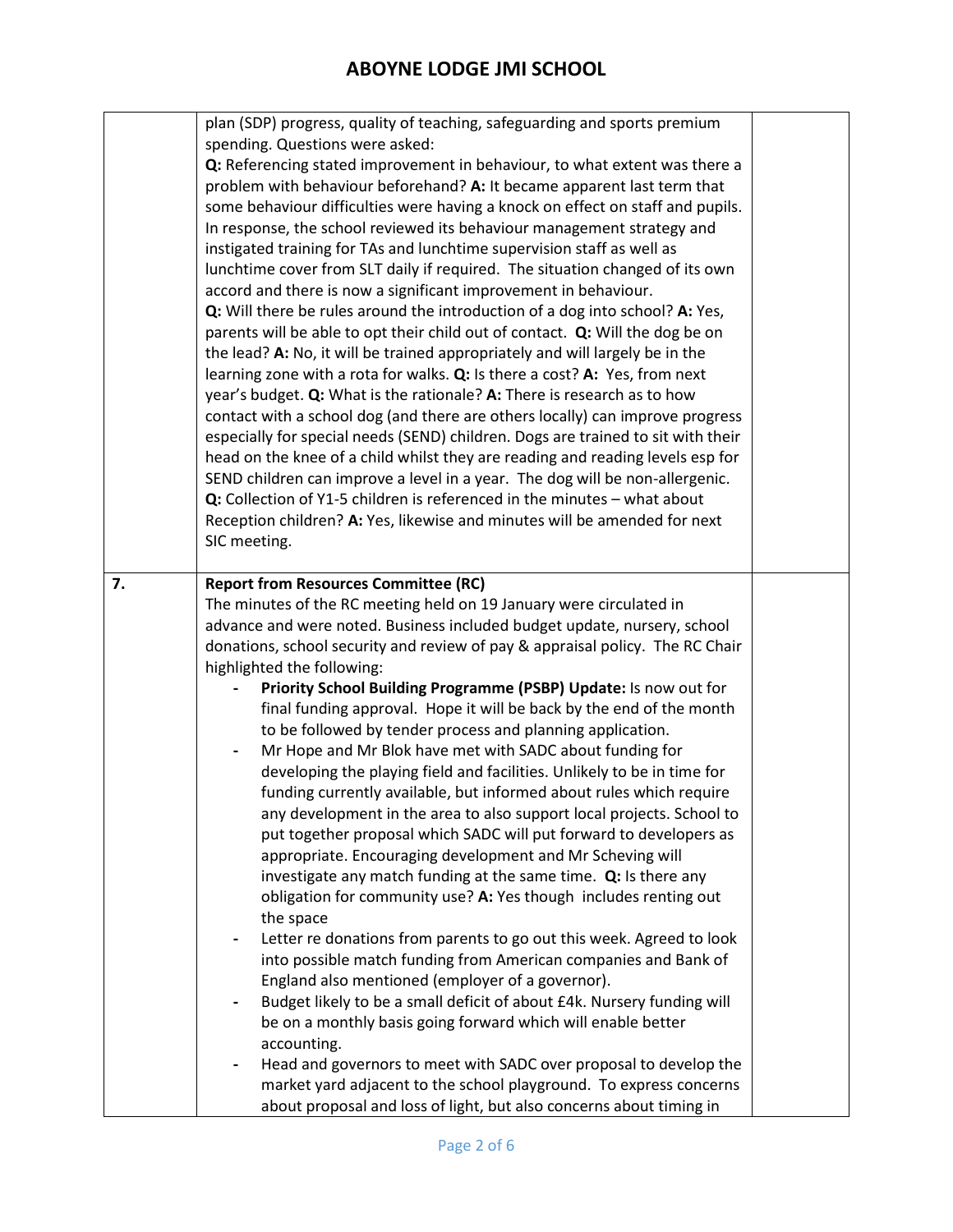| | | |
|---|---|---|
| | plan (SDP) progress, quality of teaching, safeguarding and sports premium spending. Questions were asked:<br>**Q:** Referencing stated improvement in behaviour, to what extent was there a problem with behaviour beforehand? **A:** It became apparent last term that some behaviour difficulties were having a knock on effect on staff and pupils. In response, the school reviewed its behaviour management strategy and instigated training for TAs and lunchtime supervision staff as well as lunchtime cover from SLT daily if required. The situation changed of its own accord and there is now a significant improvement in behaviour.<br>**Q:** Will there be rules around the introduction of a dog into school? **A:** Yes, parents will be able to opt their child out of contact. **Q:** Will the dog be on the lead? **A:** No, it will be trained appropriately and will largely be in the learning zone with a rota for walks. **Q:** Is there a cost? **A:** Yes, from next year's budget. **Q:** What is the rationale? **A:** There is research as to how contact with a school dog (and there are others locally) can improve progress especially for special needs (SEND) children. Dogs are trained to sit with their head on the knee of a child whilst they are reading and reading levels esp for SEND children can improve a level in a year. The dog will be non-allergenic.<br>**Q:** Collection of Y1-5 children is referenced in the minutes – what about Reception children? **A:** Yes, likewise and minutes will be amended for next SIC meeting. | |
| **7.** | **Report from Resources Committee (RC)**<br>The minutes of the RC meeting held on 19 January were circulated in advance and were noted. Business included budget update, nursery, school donations, school security and review of pay & appraisal policy. The RC Chair highlighted the following:<br>- **Priority School Building Programme (PSBP) Update:** Is now out for final funding approval. Hope it will be back by the end of the month to be followed by tender process and planning application.<br>- Mr Hope and Mr Blok have met with SADC about funding for developing the playing field and facilities. Unlikely to be in time for funding currently available, but informed about rules which require any development in the area to also support local projects. School to put together proposal which SADC will put forward to developers as appropriate. Encouraging development and Mr Scheving will investigate any match funding at the same time. **Q:** Is there any obligation for community use? **A:** Yes though includes renting out the space<br>- Letter re donations from parents to go out this week. Agreed to look into possible match funding from American companies and Bank of England also mentioned (employer of a governor).<br>- Budget likely to be a small deficit of about £4k. Nursery funding will be on a monthly basis going forward which will enable better accounting.<br>- Head and governors to meet with SADC over proposal to develop the market yard adjacent to the school playground. To express concerns about proposal and loss of light, but also concerns about timing in | |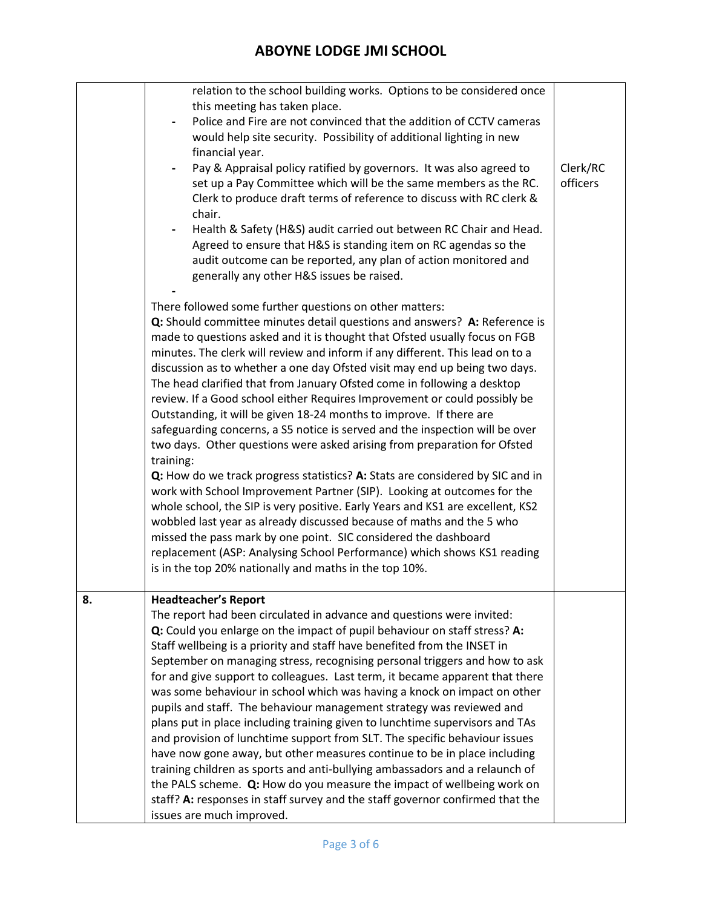# ABOYNE LODGE JMI SCHOOL

| | | |
|---|---|---|
| | relation to the school building works. Options to be considered once this meeting has taken place.<br>- Police and Fire are not convinced that the addition of CCTV cameras would help site security. Possibility of additional lighting in new financial year.<br>- Pay & Appraisal policy ratified by governors. It was also agreed to set up a Pay Committee which will be the same members as the RC. Clerk to produce draft terms of reference to discuss with RC clerk & chair.<br>- Health & Safety (H&S) audit carried out between RC Chair and Head. Agreed to ensure that H&S is standing item on RC agendas so the audit outcome can be reported, any plan of action monitored and generally any other H&S issues be raised.<br>-<br><br>There followed some further questions on other matters:<br>**Q:** Should committee minutes detail questions and answers? **A:** Reference is made to questions asked and it is thought that Ofsted usually focus on FGB minutes. The clerk will review and inform if any different. This lead on to a discussion as to whether a one day Ofsted visit may end up being two days. The head clarified that from January Ofsted come in following a desktop review. If a Good school either Requires Improvement or could possibly be Outstanding, it will be given 18-24 months to improve. If there are safeguarding concerns, a S5 notice is served and the inspection will be over two days. Other questions were asked arising from preparation for Ofsted training:<br>**Q:** How do we track progress statistics? **A:** Stats are considered by SIC and in work with School Improvement Partner (SIP). Looking at outcomes for the whole school, the SIP is very positive. Early Years and KS1 are excellent, KS2 wobbled last year as already discussed because of maths and the 5 who missed the pass mark by one point. SIC considered the dashboard replacement (ASP: Analysing School Performance) which shows KS1 reading is in the top 20% nationally and maths in the top 10%. | Clerk/RC officers |
| 8. | **Headteacher's Report**<br>The report had been circulated in advance and questions were invited:<br>**Q:** Could you enlarge on the impact of pupil behaviour on staff stress? **A:** Staff wellbeing is a priority and staff have benefited from the INSET in September on managing stress, recognising personal triggers and how to ask for and give support to colleagues. Last term, it became apparent that there was some behaviour in school which was having a knock on impact on other pupils and staff. The behaviour management strategy was reviewed and plans put in place including training given to lunchtime supervisors and TAs and provision of lunchtime support from SLT. The specific behaviour issues have now gone away, but other measures continue to be in place including training children as sports and anti-bullying ambassadors and a relaunch of the PALS scheme. **Q:** How do you measure the impact of wellbeing work on staff? **A:** responses in staff survey and the staff governor confirmed that the issues are much improved. | |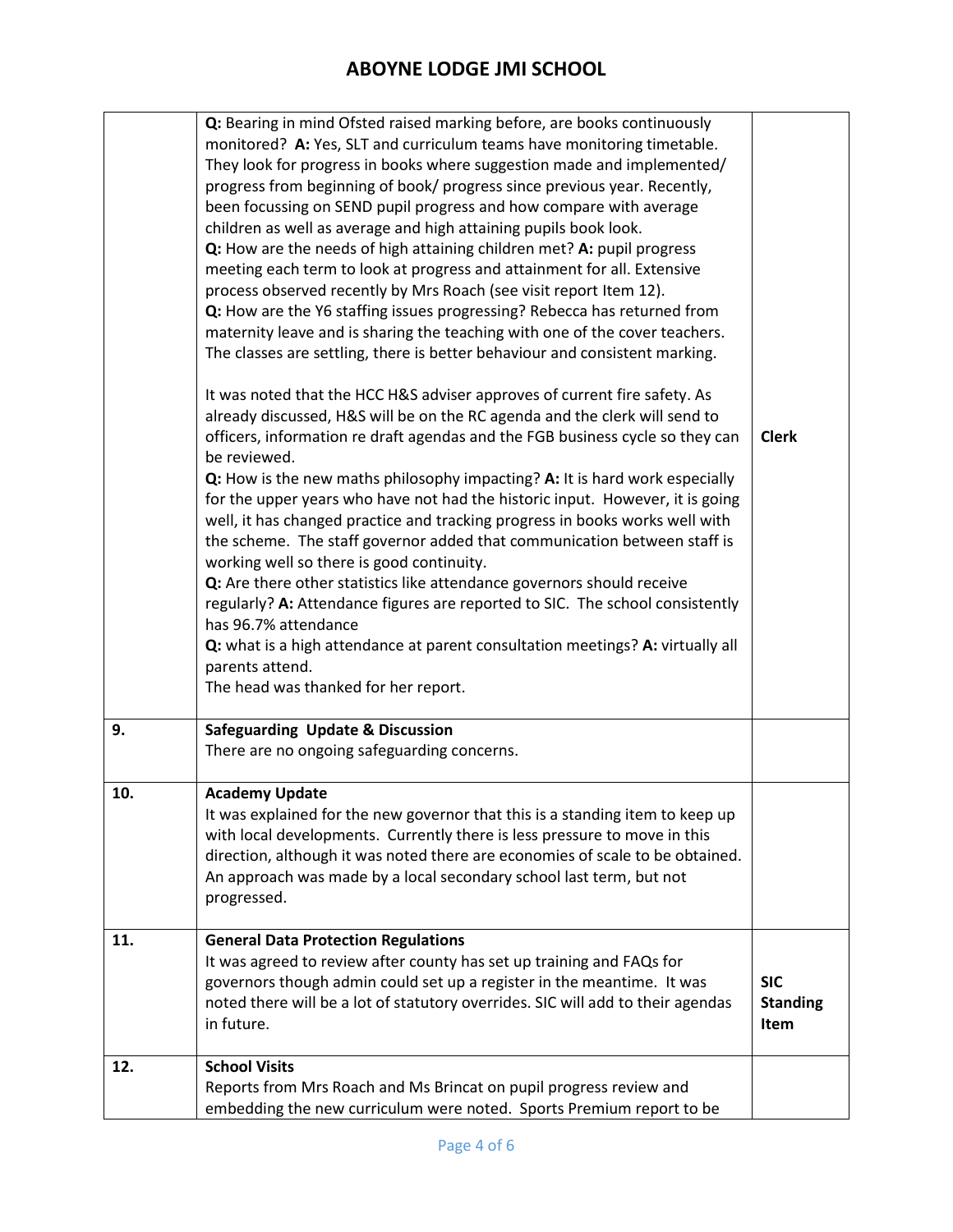| | | |
|---|---|---|
| | **Q:** Bearing in mind Ofsted raised marking before, are books continuously monitored? **A:** Yes, SLT and curriculum teams have monitoring timetable. They look for progress in books where suggestion made and implemented/ progress from beginning of book/ progress since previous year. Recently, been focussing on SEND pupil progress and how compare with average children as well as average and high attaining pupils book look.<br>**Q:** How are the needs of high attaining children met? **A:** pupil progress meeting each term to look at progress and attainment for all. Extensive process observed recently by Mrs Roach (see visit report Item 12).<br>**Q:** How are the Y6 staffing issues progressing? Rebecca has returned from maternity leave and is sharing the teaching with one of the cover teachers. The classes are settling, there is better behaviour and consistent marking.<br><br>It was noted that the HCC H&S adviser approves of current fire safety. As already discussed, H&S will be on the RC agenda and the clerk will send to officers, information re draft agendas and the FGB business cycle so they can be reviewed.<br>**Q:** How is the new maths philosophy impacting? **A:** It is hard work especially for the upper years who have not had the historic input. However, it is going well, it has changed practice and tracking progress in books works well with the scheme. The staff governor added that communication between staff is working well so there is good continuity.<br>**Q:** Are there other statistics like attendance governors should receive regularly? **A:** Attendance figures are reported to SIC. The school consistently has 96.7% attendance<br>**Q:** what is a high attendance at parent consultation meetings? **A:** virtually all parents attend.<br>The head was thanked for her report. | **Clerk** |
| **9.** | **Safeguarding Update & Discussion**<br>There are no ongoing safeguarding concerns. | |
| **10.** | **Academy Update**<br>It was explained for the new governor that this is a standing item to keep up with local developments. Currently there is less pressure to move in this direction, although it was noted there are economies of scale to be obtained. An approach was made by a local secondary school last term, but not progressed. | |
| **11.** | **General Data Protection Regulations**<br>It was agreed to review after county has set up training and FAQs for governors though admin could set up a register in the meantime. It was noted there will be a lot of statutory overrides. SIC will add to their agendas in future. | **SIC Standing Item** |
| **12.** | **School Visits**<br>Reports from Mrs Roach and Ms Brincat on pupil progress review and embedding the new curriculum were noted. Sports Premium report to be | |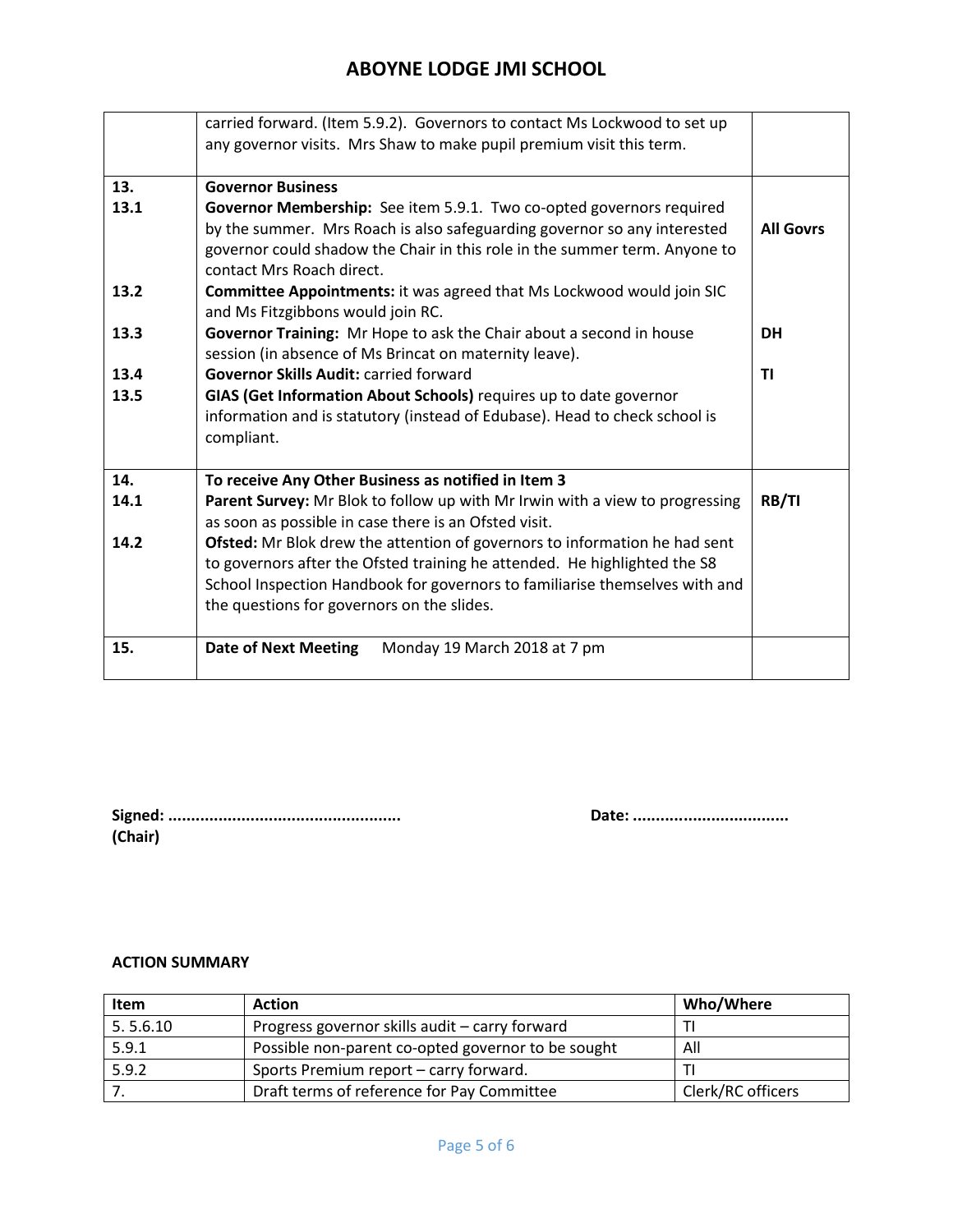| | | |
|---|---|---|
| | carried forward. (Item 5.9.2). Governors to contact Ms Lockwood to set up any governor visits. Mrs Shaw to make pupil premium visit this term. | |
| 13.<br>13.1<br><br><br><br>13.2<br><br>13.3<br><br>13.4<br>13.5 | **Governor Business**<br>**Governor Membership:** See item 5.9.1. Two co-opted governors required by the summer. Mrs Roach is also safeguarding governor so any interested governor could shadow the Chair in this role in the summer term. Anyone to contact Mrs Roach direct.<br>**Committee Appointments:** it was agreed that Ms Lockwood would join SIC and Ms Fitzgibbons would join RC.<br>**Governor Training:** Mr Hope to ask the Chair about a second in house session (in absence of Ms Brincat on maternity leave).<br>**Governor Skills Audit:** carried forward<br>**GIAS (Get Information About Schools)** requires up to date governor information and is statutory (instead of Edubase). Head to check school is compliant. | <br><br>**All Govrs**<br><br><br><br><br>**DH**<br><br>**TI** |
| 14.<br>14.1<br><br>14.2 | **To receive Any Other Business as notified in Item 3**<br>**Parent Survey:** Mr Blok to follow up with Mr Irwin with a view to progressing as soon as possible in case there is an Ofsted visit.<br>**Ofsted:** Mr Blok drew the attention of governors to information he had sent to governors after the Ofsted training he attended. He highlighted the S8 School Inspection Handbook for governors to familiarise themselves with and the questions for governors on the slides. | <br>**RB/TI** |
| 15. | **Date of Next Meeting** Monday 19 March 2018 at 7 pm | |

**Signed: ..................................................** **Date: .................................**
**(Chair)**

**ACTION SUMMARY**

| Item | Action | Who/Where |
|---|---|---|
| 5. 5.6.10 | Progress governor skills audit – carry forward | TI |
| 5.9.1 | Possible non-parent co-opted governor to be sought | All |
| 5.9.2 | Sports Premium report – carry forward. | TI |
| 7. | Draft terms of reference for Pay Committee | Clerk/RC officers |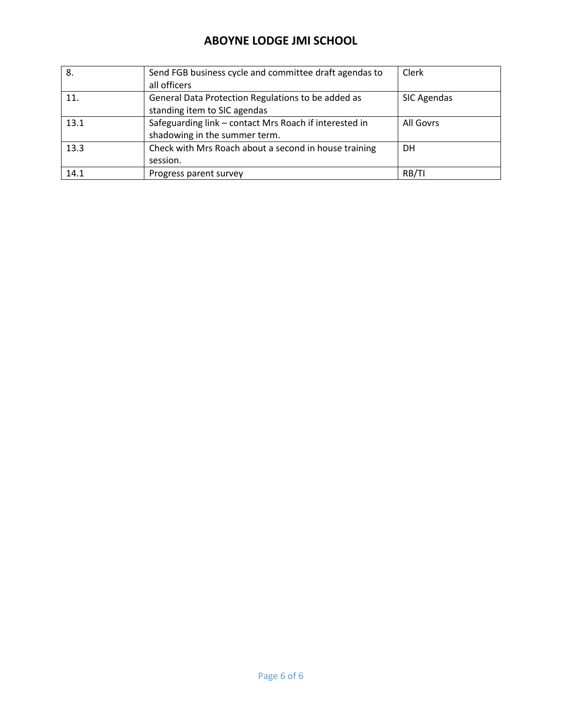| | | |
|---|---|---|
| 8. | Send FGB business cycle and committee draft agendas to all officers | Clerk |
| 11. | General Data Protection Regulations to be added as standing item to SIC agendas | SIC Agendas |
| 13.1 | Safeguarding link – contact Mrs Roach if interested in shadowing in the summer term. | All Govrs |
| 13.3 | Check with Mrs Roach about a second in house training session. | DH |
| 14.1 | Progress parent survey | RB/TI |